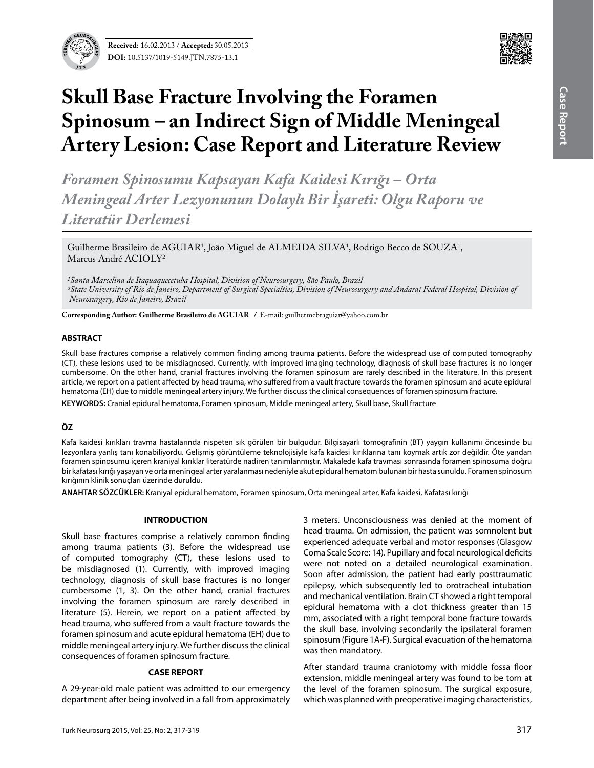**Received:** 16.02.2013 / **Accepted:** 30.05.2013

**DOI:** 10.5137/1019-5149.JTN.7875-13.1

# Skull Base Fracture Involving the Foramen Spinosum – an Indirect Sign of Middle Meningeal Artery Lesion: Case Report and Literature Review

## *Foramen Spinosumu Kapsayan Kafa Kaidesi Kırığı – Orta Meningeal Arter Lezyonunun Dolaylı Bir İşareti: Olgu Raporu ve Literatür Derlemesi*

Guilherme Brasileiro de AGUIAR[1], João Miguel de ALMEIDA SILVA[1], Rodrigo Becco de SOUZA[1], Marcus André ACIOLY[2]

*[1]Santa Marcelina de Itaquaquecetuba Hospital, Division of Neurosurgery, São Paulo, Brazil*
*[2]State University of Rio de Janeiro, Department of Surgical Specialties, Division of Neurosurgery and Andaraí Federal Hospital, Division of Neurosurgery, Rio de Janeiro, Brazil*

**Corresponding Author: Guilherme Brasileiro de AGUIAR** / E-mail: guilhermebraguiar@yahoo.com.br

## ABSTRACT

Skull base fractures comprise a relatively common finding among trauma patients. Before the widespread use of computed tomography (CT), these lesions used to be misdiagnosed. Currently, with improved imaging technology, diagnosis of skull base fractures is no longer cumbersome. On the other hand, cranial fractures involving the foramen spinosum are rarely described in the literature. In this present article, we report on a patient affected by head trauma, who suffered from a vault fracture towards the foramen spinosum and acute epidural hematoma (EH) due to middle meningeal artery injury. We further discuss the clinical consequences of foramen spinosum fracture.

**KEYWORDS:** Cranial epidural hematoma, Foramen spinosum, Middle meningeal artery, Skull base, Skull fracture

## ÖZ

Kafa kaidesi kırıkları travma hastalarında nispeten sık görülen bir bulgudur. Bilgisayarlı tomografinin (BT) yaygın kullanımı öncesinde bu lezyonlara yanlış tanı konabiliyordu. Gelişmiş görüntüleme teknolojisiyle kafa kaidesi kırıklarına tanı koymak artık zor değildir. Öte yandan foramen spinosumu içeren kraniyal kırıklar literatürde nadiren tanımlanmıştır. Makalede kafa travması sonrasında foramen spinosuma doğru bir kafatası kırığı yaşayan ve orta meningeal arter yaralanması nedeniyle akut epidural hematom bulunan bir hasta sunuldu. Foramen spinosum kırığının klinik sonuçları üzerinde duruldu.

**ANAHTAR SÖZCÜKLER:** Kraniyal epidural hematom, Foramen spinosum, Orta meningeal arter, Kafa kaidesi, Kafatası kırığı

## INTRODUCTION

Skull base fractures comprise a relatively common finding among trauma patients (3). Before the widespread use of computed tomography (CT), these lesions used to be misdiagnosed (1). Currently, with improved imaging technology, diagnosis of skull base fractures is no longer cumbersome (1, 3). On the other hand, cranial fractures involving the foramen spinosum are rarely described in literature (5). Herein, we report on a patient affected by head trauma, who suffered from a vault fracture towards the foramen spinosum and acute epidural hematoma (EH) due to middle meningeal artery injury. We further discuss the clinical consequences of foramen spinosum fracture.

## CASE REPORT

A 29-year-old male patient was admitted to our emergency department after being involved in a fall from approximately 3 meters. Unconsciousness was denied at the moment of head trauma. On admission, the patient was somnolent but experienced adequate verbal and motor responses (Glasgow Coma Scale Score: 14). Pupillary and focal neurological deficits were not noted on a detailed neurological examination. Soon after admission, the patient had early posttraumatic epilepsy, which subsequently led to orotracheal intubation and mechanical ventilation. Brain CT showed a right temporal epidural hematoma with a clot thickness greater than 15 mm, associated with a right temporal bone fracture towards the skull base, involving secondarily the ipsilateral foramen spinosum (Figure 1A-F). Surgical evacuation of the hematoma was then mandatory.

After standard trauma craniotomy with middle fossa floor extension, middle meningeal artery was found to be torn at the level of the foramen spinosum. The surgical exposure, which was planned with preoperative imaging characteristics,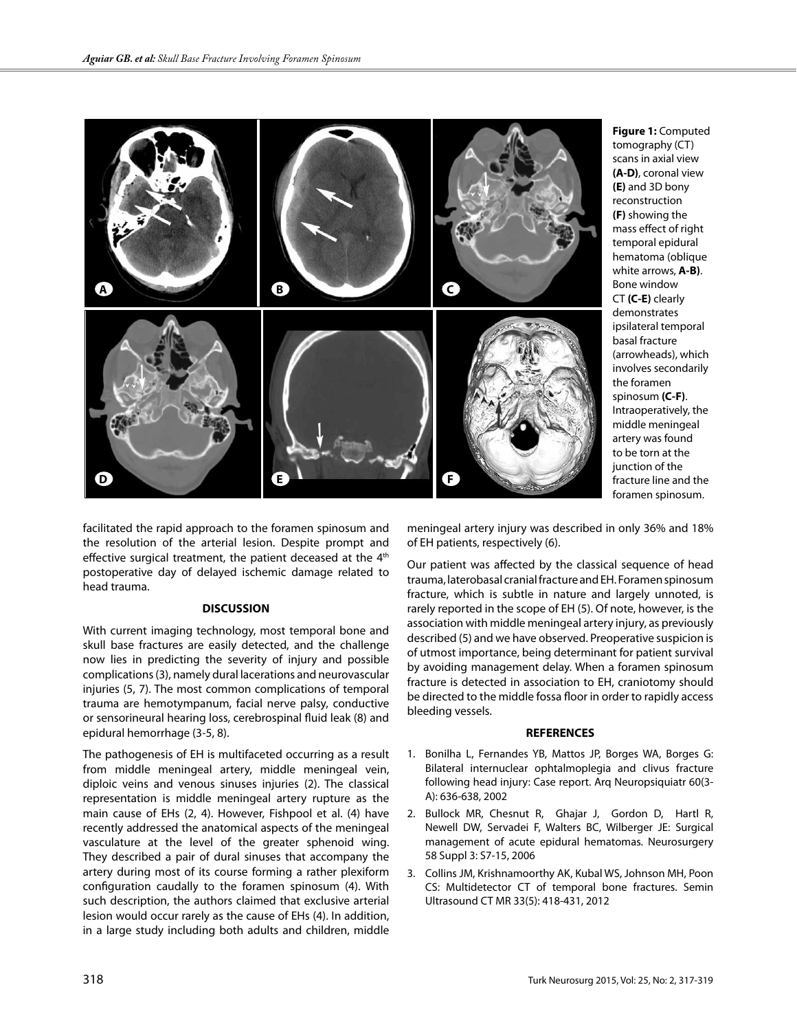**Figure 1:** Computed tomography (CT) scans in axial view **(A-D)**, coronal view **(E)** and 3D bony reconstruction **(F)** showing the mass effect of right temporal epidural hematoma (oblique white arrows, **A-B)**. Bone window CT **(C-E)** clearly demonstrates ipsilateral temporal basal fracture (arrowheads), which involves secondarily the foramen spinosum **(C-F)**. Intraoperatively, the middle meningeal artery was found to be torn at the junction of the fracture line and the foramen spinosum.

facilitated the rapid approach to the foramen spinosum and the resolution of the arterial lesion. Despite prompt and effective surgical treatment, the patient deceased at the 4th postoperative day of delayed ischemic damage related to head trauma.

## DISCUSSION

With current imaging technology, most temporal bone and skull base fractures are easily detected, and the challenge now lies in predicting the severity of injury and possible complications (3), namely dural lacerations and neurovascular injuries (5, 7). The most common complications of temporal trauma are hemotympanum, facial nerve palsy, conductive or sensorineural hearing loss, cerebrospinal fluid leak (8) and epidural hemorrhage (3-5, 8).

The pathogenesis of EH is multifaceted occurring as a result from middle meningeal artery, middle meningeal vein, diploic veins and venous sinuses injuries (2). The classical representation is middle meningeal artery rupture as the main cause of EHs (2, 4). However, Fishpool et al. (4) have recently addressed the anatomical aspects of the meningeal vasculature at the level of the greater sphenoid wing. They described a pair of dural sinuses that accompany the artery during most of its course forming a rather plexiform configuration caudally to the foramen spinosum (4). With such description, the authors claimed that exclusive arterial lesion would occur rarely as the cause of EHs (4). In addition, in a large study including both adults and children, middle meningeal artery injury was described in only 36% and 18% of EH patients, respectively (6).

Our patient was affected by the classical sequence of head trauma, laterobasal cranial fracture and EH. Foramen spinosum fracture, which is subtle in nature and largely unnoted, is rarely reported in the scope of EH (5). Of note, however, is the association with middle meningeal artery injury, as previously described (5) and we have observed. Preoperative suspicion is of utmost importance, being determinant for patient survival by avoiding management delay. When a foramen spinosum fracture is detected in association to EH, craniotomy should be directed to the middle fossa floor in order to rapidly access bleeding vessels.

## REFERENCES

1. Bonilha L, Fernandes YB, Mattos JP, Borges WA, Borges G: Bilateral internuclear ophtalmoplegia and clivus fracture following head injury: Case report. Arq Neuropsiquiatr 60(3-A): 636-638, 2002
2. Bullock MR, Chesnut R, Ghajar J, Gordon D, Hartl R, Newell DW, Servadei F, Walters BC, Wilberger JE: Surgical management of acute epidural hematomas. Neurosurgery 58 Suppl 3: S7-15, 2006
3. Collins JM, Krishnamoorthy AK, Kubal WS, Johnson MH, Poon CS: Multidetector CT of temporal bone fractures. Semin Ultrasound CT MR 33(5): 418-431, 2012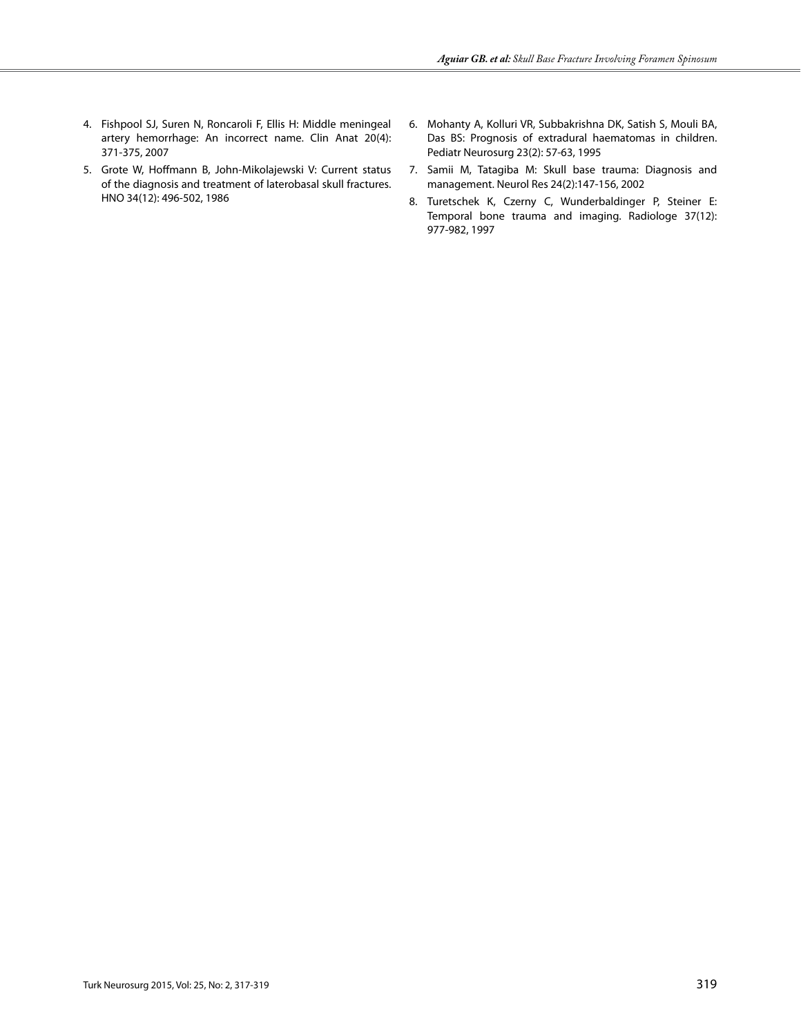4. Fishpool SJ, Suren N, Roncaroli F, Ellis H: Middle meningeal artery hemorrhage: An incorrect name. Clin Anat 20(4): 371-375, 2007
5. Grote W, Hoffmann B, John-Mikolajewski V: Current status of the diagnosis and treatment of laterobasal skull fractures. HNO 34(12): 496-502, 1986
6. Mohanty A, Kolluri VR, Subbakrishna DK, Satish S, Mouli BA, Das BS: Prognosis of extradural haematomas in children. Pediatr Neurosurg 23(2): 57-63, 1995
7. Samii M, Tatagiba M: Skull base trauma: Diagnosis and management. Neurol Res 24(2):147-156, 2002
8. Turetschek K, Czerny C, Wunderbaldinger P, Steiner E: Temporal bone trauma and imaging. Radiologe 37(12): 977-982, 1997